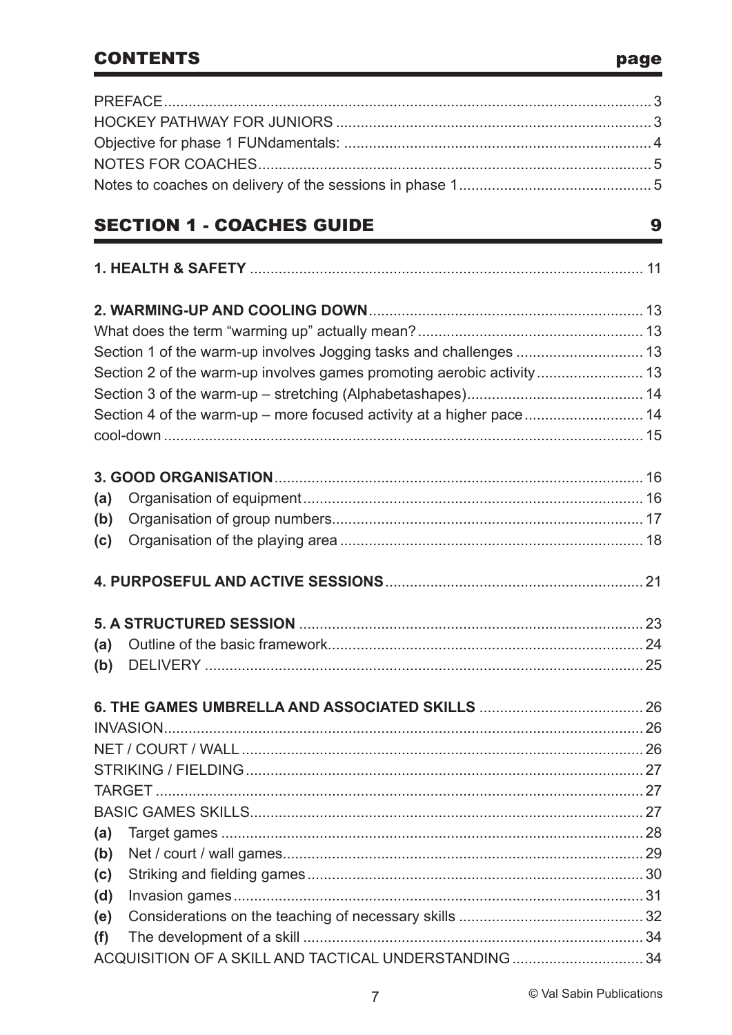# CONTENTS page

PREFACE 3
HOCKEY PATHWAY FOR JUNIORS 3
Objective for phase 1 FUNdamentals: 4
NOTES FOR COACHES 5
Notes to coaches on delivery of the sessions in phase 1 5

## SECTION 1 - COACHES GUIDE 9

**1. HEALTH & SAFETY** 11

**2. WARMING-UP AND COOLING DOWN** 13
What does the term "warming up" actually mean? 13
Section 1 of the warm-up involves Jogging tasks and challenges 13
Section 2 of the warm-up involves games promoting aerobic activity 13
Section 3 of the warm-up – stretching (Alphabetashapes) 14
Section 4 of the warm-up – more focused activity at a higher pace 14
cool-down 15

**3. GOOD ORGANISATION** 16
**(a)** Organisation of equipment 16
**(b)** Organisation of group numbers 17
**(c)** Organisation of the playing area 18

**4. PURPOSEFUL AND ACTIVE SESSIONS** 21

**5. A STRUCTURED SESSION** 23
**(a)** Outline of the basic framework 24
**(b)** DELIVERY 25

**6. THE GAMES UMBRELLA AND ASSOCIATED SKILLS** 26
INVASION 26
NET / COURT / WALL 26
STRIKING / FIELDING 27
TARGET 27
BASIC GAMES SKILLS 27
**(a)** Target games 28
**(b)** Net / court / wall games 29
**(c)** Striking and fielding games 30
**(d)** Invasion games 31
**(e)** Considerations on the teaching of necessary skills 32
**(f)** The development of a skill 34
ACQUISITION OF A SKILL AND TACTICAL UNDERSTANDING 34

© Val Sabin Publications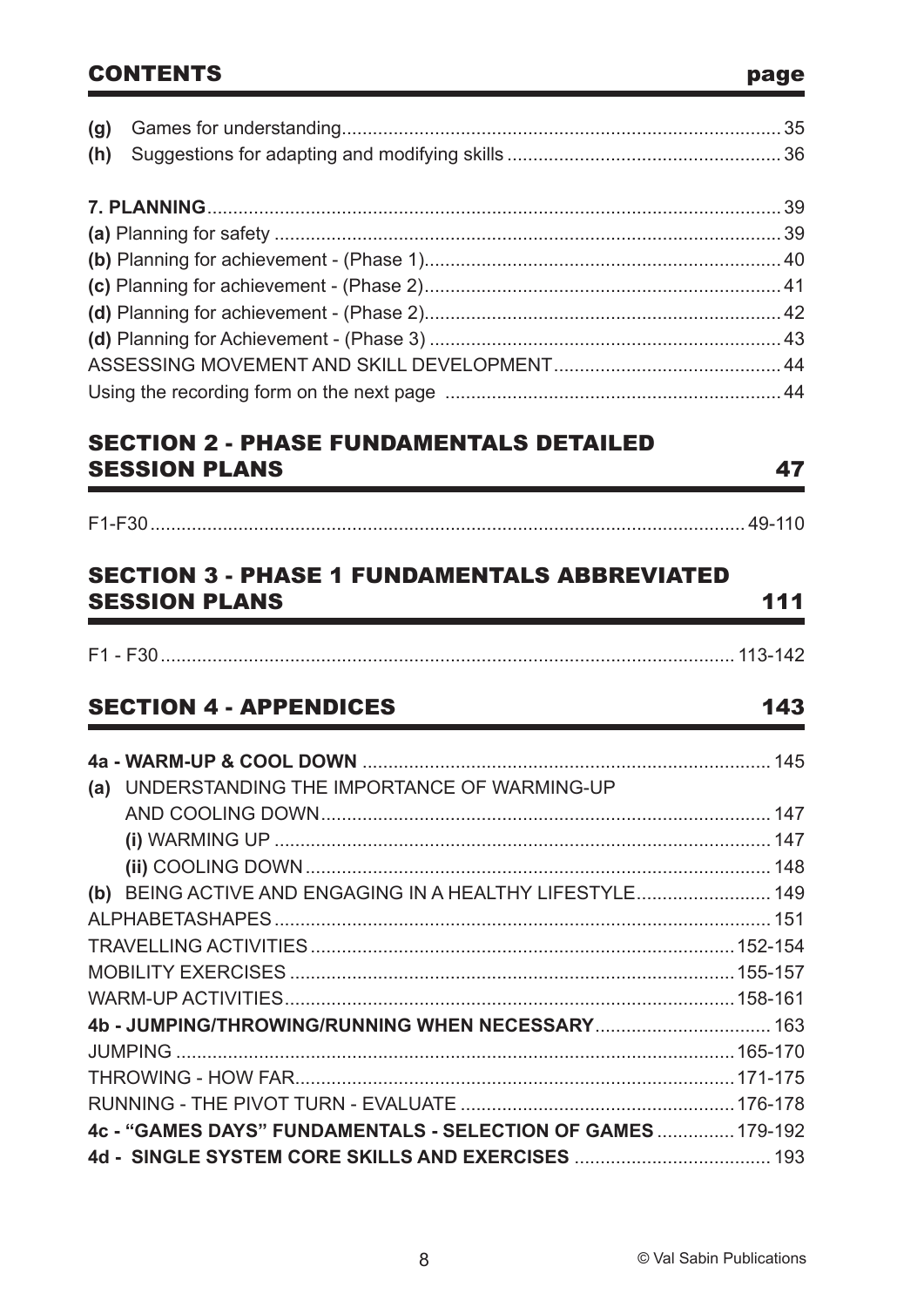## CONTENTS page

**(g)** Games for understanding.................................................................................... 35
**(h)** Suggestions for adapting and modifying skills .................................................... 36

**7. PLANNING**............................................................................................................ 39
**(a)** Planning for safety ................................................................................................ 39
**(b)** Planning for achievement - (Phase 1).................................................................... 40
**(c)** Planning for achievement - (Phase 2).................................................................... 41
**(d)** Planning for achievement - (Phase 2).................................................................... 42
**(d)** Planning for Achievement - (Phase 3) ................................................................... 43
ASSESSING MOVEMENT AND SKILL DEVELOPMENT............................................ 44
Using the recording form on the next page ................................................................ 44

## SECTION 2 - PHASE FUNDAMENTALS DETAILED SESSION PLANS 47

F1-F30................................................................................................................. 49-110

## SECTION 3 - PHASE 1 FUNDAMENTALS ABBREVIATED SESSION PLANS 111

F1 - F30............................................................................................................. 113-142

## SECTION 4 - APPENDICES 143

**4a - WARM-UP & COOL DOWN** .............................................................................. 145
**(a)** UNDERSTANDING THE IMPORTANCE OF WARMING-UP AND COOLING DOWN...................................................................................... 147
**(i)** WARMING UP ............................................................................................... 147
**(ii)** COOLING DOWN ......................................................................................... 148
**(b)** BEING ACTIVE AND ENGAGING IN A HEALTHY LIFESTYLE.......................... 149
ALPHABETASHAPES ............................................................................................... 151
TRAVELLING ACTIVITIES ................................................................................. 152-154
MOBILITY EXERCISES ..................................................................................... 155-157
WARM-UP ACTIVITIES...................................................................................... 158-161
**4b - JUMPING/THROWING/RUNNING WHEN NECESSARY**.................................. 163
JUMPING ........................................................................................................... 165-170
THROWING - HOW FAR.................................................................................... 171-175
RUNNING - THE PIVOT TURN - EVALUATE ..................................................... 176-178
**4c - "GAMES DAYS" FUNDAMENTALS - SELECTION OF GAMES** ............... 179-192
**4d - SINGLE SYSTEM CORE SKILLS AND EXERCISES** ...................................... 193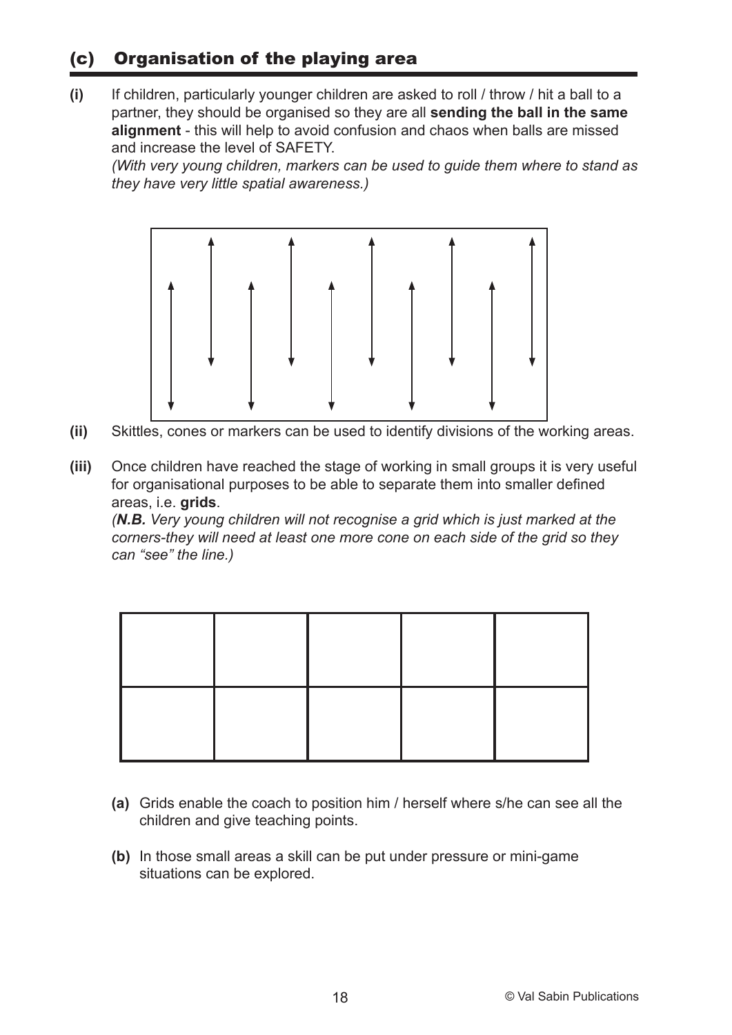## (c) Organisation of the playing area

**(i)** If children, particularly younger children are asked to roll / throw / hit a ball to a partner, they should be organised so they are all **sending the ball in the same alignment** - this will help to avoid confusion and chaos when balls are missed and increase the level of SAFETY.
*(With very young children, markers can be used to guide them where to stand as they have very little spatial awareness.)*

**(ii)** Skittles, cones or markers can be used to identify divisions of the working areas.

**(iii)** Once children have reached the stage of working in small groups it is very useful for organisational purposes to be able to separate them into smaller defined areas, i.e. **grids**.
*(**N.B.** Very young children will not recognise a grid which is just marked at the corners-they will need at least one more cone on each side of the grid so they can "see" the line.)*

- **(a)** Grids enable the coach to position him / herself where s/he can see all the children and give teaching points.
- **(b)** In those small areas a skill can be put under pressure or mini-game situations can be explored.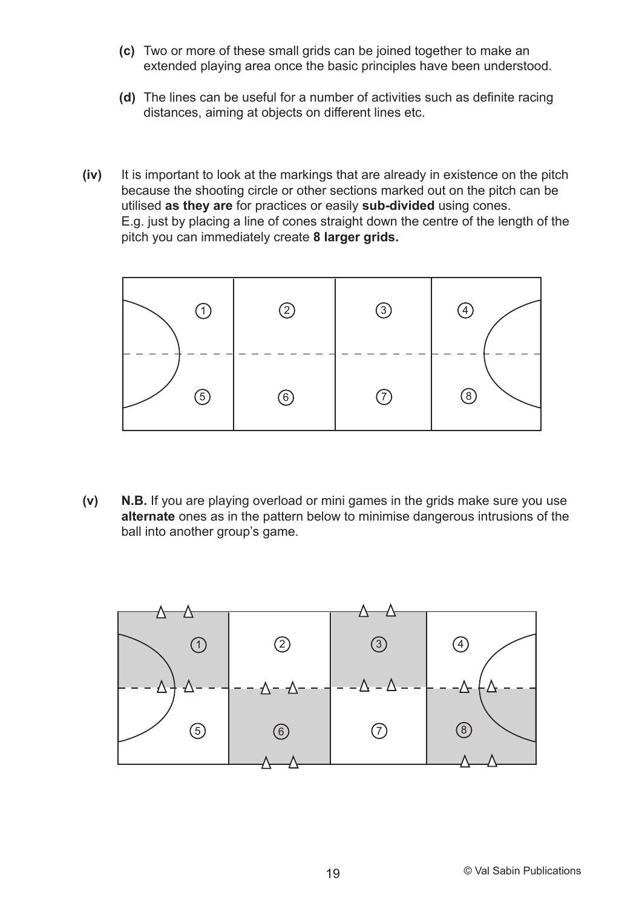**(c)** Two or more of these small grids can be joined together to make an extended playing area once the basic principles have been understood.

**(d)** The lines can be useful for a number of activities such as definite racing distances, aiming at objects on different lines etc.

**(iv)** It is important to look at the markings that are already in existence on the pitch because the shooting circle or other sections marked out on the pitch can be utilised **as they are** for practices or easily **sub-divided** using cones. E.g. just by placing a line of cones straight down the centre of the length of the pitch you can immediately create **8 larger grids.**

1 2 3 4
5 6 7 8

**(v)** **N.B.** If you are playing overload or mini games in the grids make sure you use **alternate** ones as in the pattern below to minimise dangerous intrusions of the ball into another group's game.

1 2 3 4
5 6 7 8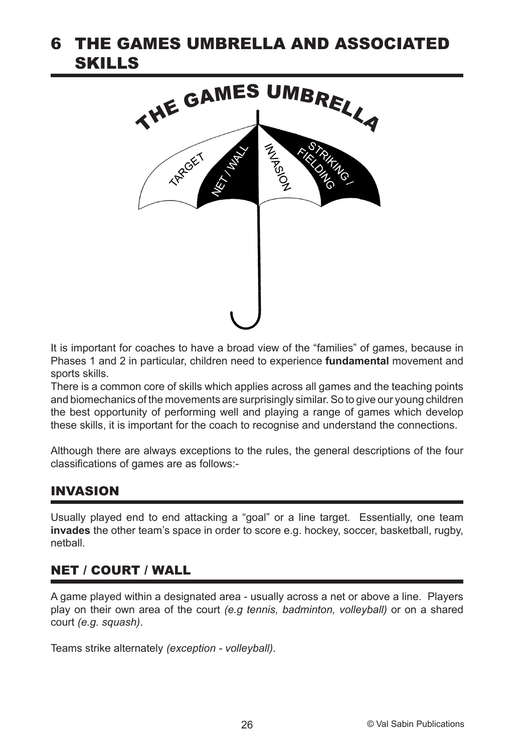# 6 THE GAMES UMBRELLA AND ASSOCIATED SKILLS

THE GAMES UMBRELLA

TARGET

NET / WALL

INVASION

STRIKING / FIELDING

It is important for coaches to have a broad view of the "families" of games, because in Phases 1 and 2 in particular, children need to experience **fundamental** movement and sports skills.

There is a common core of skills which applies across all games and the teaching points and biomechanics of the movements are surprisingly similar. So to give our young children the best opportunity of performing well and playing a range of games which develop these skills, it is important for the coach to recognise and understand the connections.

Although there are always exceptions to the rules, the general descriptions of the four classifications of games are as follows:-

## INVASION

Usually played end to end attacking a "goal" or a line target. Essentially, one team **invades** the other team's space in order to score e.g. hockey, soccer, basketball, rugby, netball.

## NET / COURT / WALL

A game played within a designated area - usually across a net or above a line. Players play on their own area of the court *(e.g tennis, badminton, volleyball)* or on a shared court *(e.g. squash)*.

Teams strike alternately *(exception - volleyball)*.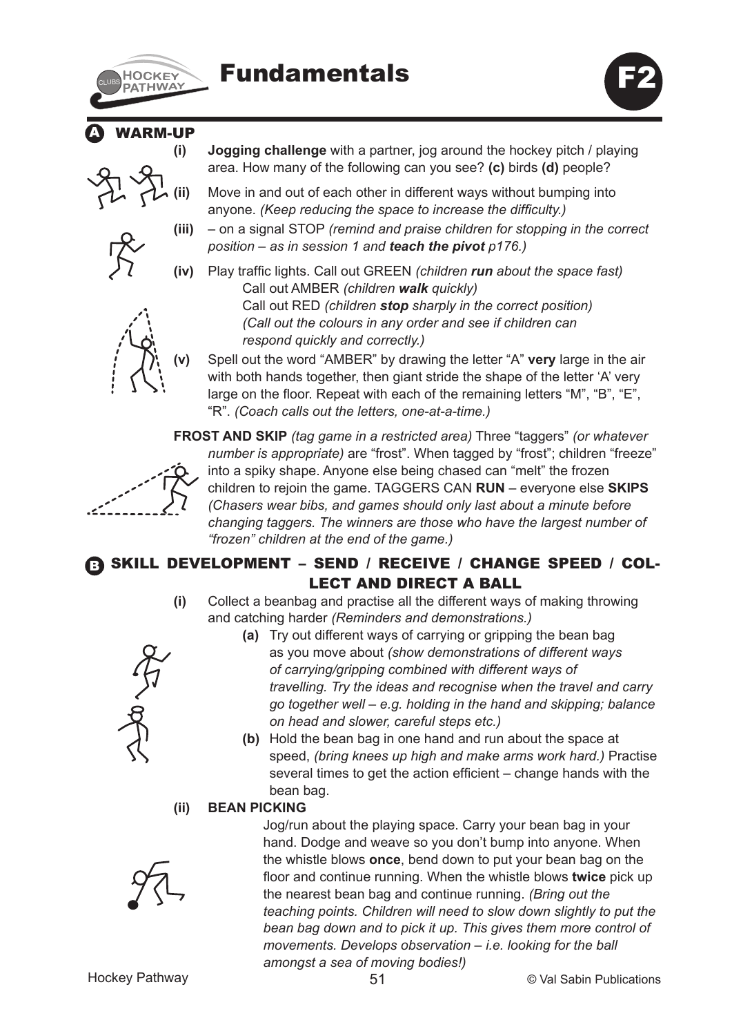# Fundamentals

F2

## A WARM-UP

**(i)** **Jogging challenge** with a partner, jog around the hockey pitch / playing area. How many of the following can you see? **(c)** birds **(d)** people?

**(ii)** Move in and out of each other in different ways without bumping into anyone. *(Keep reducing the space to increase the difficulty.)*

**(iii)** – on a signal STOP *(remind and praise children for stopping in the correct position – as in session 1 and **teach the pivot** p176.)*

**(iv)** Play traffic lights. Call out GREEN *(children **run** about the space fast)*
Call out AMBER *(children **walk** quickly)*
Call out RED *(children **stop** sharply in the correct position)*
*(Call out the colours in any order and see if children can respond quickly and correctly.)*

**(v)** Spell out the word "AMBER" by drawing the letter "A" **very** large in the air with both hands together, then giant stride the shape of the letter 'A' very large on the floor. Repeat with each of the remaining letters "M", "B", "E", "R". *(Coach calls out the letters, one-at-a-time.)*

**FROST AND SKIP** *(tag game in a restricted area)* Three "taggers" *(or whatever number is appropriate)* are "frost". When tagged by "frost"; children "freeze" into a spiky shape. Anyone else being chased can "melt" the frozen children to rejoin the game. TAGGERS CAN **RUN** – everyone else **SKIPS** *(Chasers wear bibs, and games should only last about a minute before changing taggers. The winners are those who have the largest number of "frozen" children at the end of the game.)*

## B SKILL DEVELOPMENT – SEND / RECEIVE / CHANGE SPEED / COLLECT AND DIRECT A BALL

**(i)** Collect a beanbag and practise all the different ways of making throwing and catching harder *(Reminders and demonstrations.)*

**(a)** Try out different ways of carrying or gripping the bean bag as you move about *(show demonstrations of different ways of carrying/gripping combined with different ways of travelling. Try the ideas and recognise when the travel and carry go together well – e.g. holding in the hand and skipping; balance on head and slower, careful steps etc.)*

**(b)** Hold the bean bag in one hand and run about the space at speed, *(bring knees up high and make arms work hard.)* Practise several times to get the action efficient – change hands with the bean bag.

**(ii)** **BEAN PICKING**

Jog/run about the playing space. Carry your bean bag in your hand. Dodge and weave so you don't bump into anyone. When the whistle blows **once**, bend down to put your bean bag on the floor and continue running. When the whistle blows **twice** pick up the nearest bean bag and continue running. *(Bring out the teaching points. Children will need to slow down slightly to put the bean bag down and to pick it up. This gives them more control of movements. Develops observation – i.e. looking for the ball amongst a sea of moving bodies!)*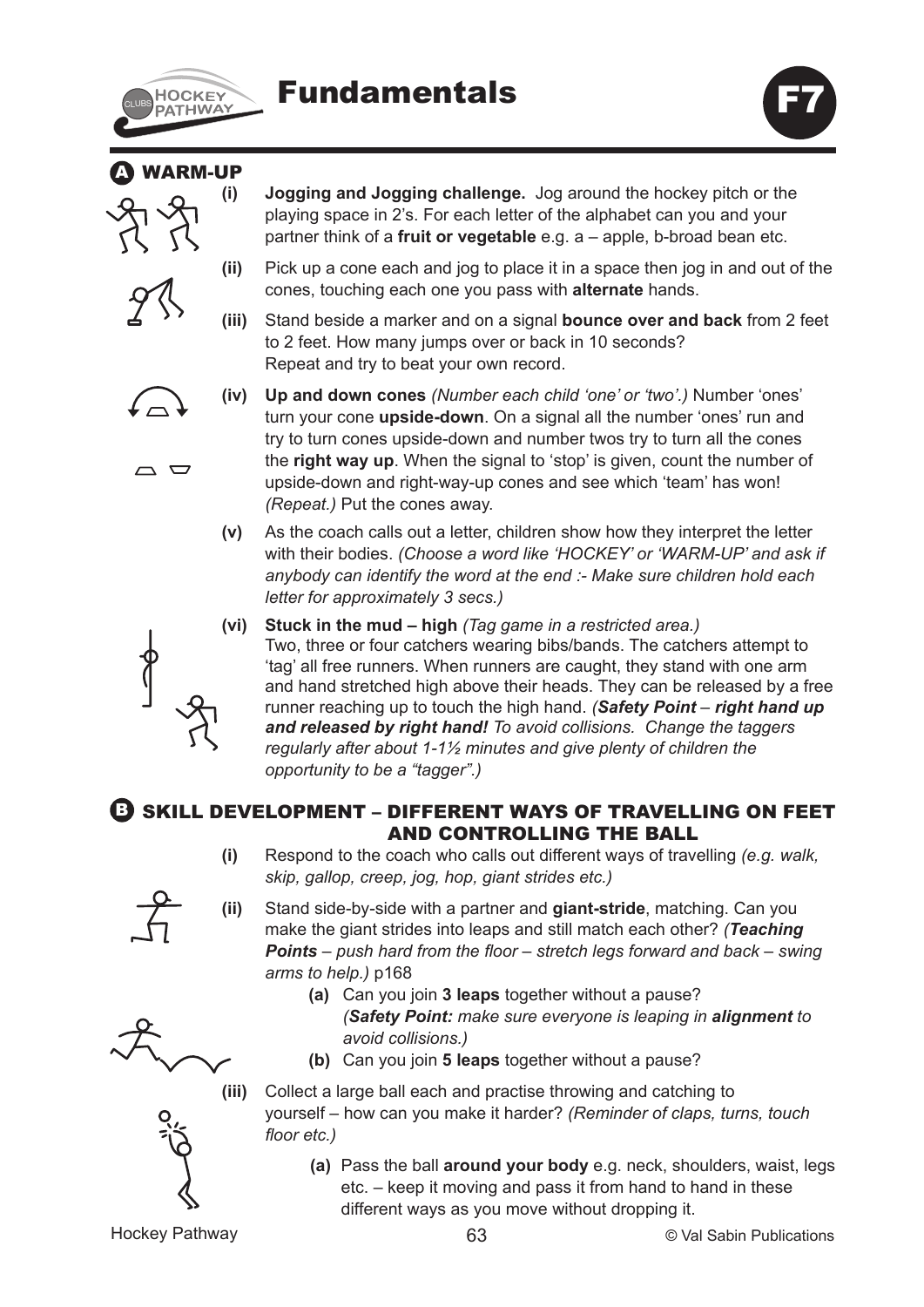# Fundamentals

F7

## A WARM-UP

**(i)** **Jogging and Jogging challenge.** Jog around the hockey pitch or the playing space in 2's. For each letter of the alphabet can you and your partner think of a **fruit or vegetable** e.g. a – apple, b-broad bean etc.

**(ii)** Pick up a cone each and jog to place it in a space then jog in and out of the cones, touching each one you pass with **alternate** hands.

**(iii)** Stand beside a marker and on a signal **bounce over and back** from 2 feet to 2 feet. How many jumps over or back in 10 seconds? Repeat and try to beat your own record.

**(iv)** **Up and down cones** *(Number each child 'one' or 'two'.)* Number 'ones' turn your cone **upside-down**. On a signal all the number 'ones' run and try to turn cones upside-down and number twos try to turn all the cones the **right way up**. When the signal to 'stop' is given, count the number of upside-down and right-way-up cones and see which 'team' has won! *(Repeat.)* Put the cones away.

**(v)** As the coach calls out a letter, children show how they interpret the letter with their bodies. *(Choose a word like 'HOCKEY' or 'WARM-UP' and ask if anybody can identify the word at the end :- Make sure children hold each letter for approximately 3 secs.)*

**(vi)** **Stuck in the mud – high** *(Tag game in a restricted area.)* Two, three or four catchers wearing bibs/bands. The catchers attempt to 'tag' all free runners. When runners are caught, they stand with one arm and hand stretched high above their heads. They can be released by a free runner reaching up to touch the high hand. *(**Safety Point** – **right hand up and released by right hand!** To avoid collisions. Change the taggers regularly after about 1-1½ minutes and give plenty of children the opportunity to be a "tagger".)*

## B SKILL DEVELOPMENT – DIFFERENT WAYS OF TRAVELLING ON FEET AND CONTROLLING THE BALL

**(i)** Respond to the coach who calls out different ways of travelling *(e.g. walk, skip, gallop, creep, jog, hop, giant strides etc.)*

**(ii)** Stand side-by-side with a partner and **giant-stride**, matching. Can you make the giant strides into leaps and still match each other? *(**Teaching Points** – push hard from the floor – stretch legs forward and back – swing arms to help.)* p168

- **(a)** Can you join **3 leaps** together without a pause? *(**Safety Point:** make sure everyone is leaping in **alignment** to avoid collisions.)*
- **(b)** Can you join **5 leaps** together without a pause?

**(iii)** Collect a large ball each and practise throwing and catching to yourself – how can you make it harder? *(Reminder of claps, turns, touch floor etc.)*

- **(a)** Pass the ball **around your body** e.g. neck, shoulders, waist, legs etc. – keep it moving and pass it from hand to hand in these different ways as you move without dropping it.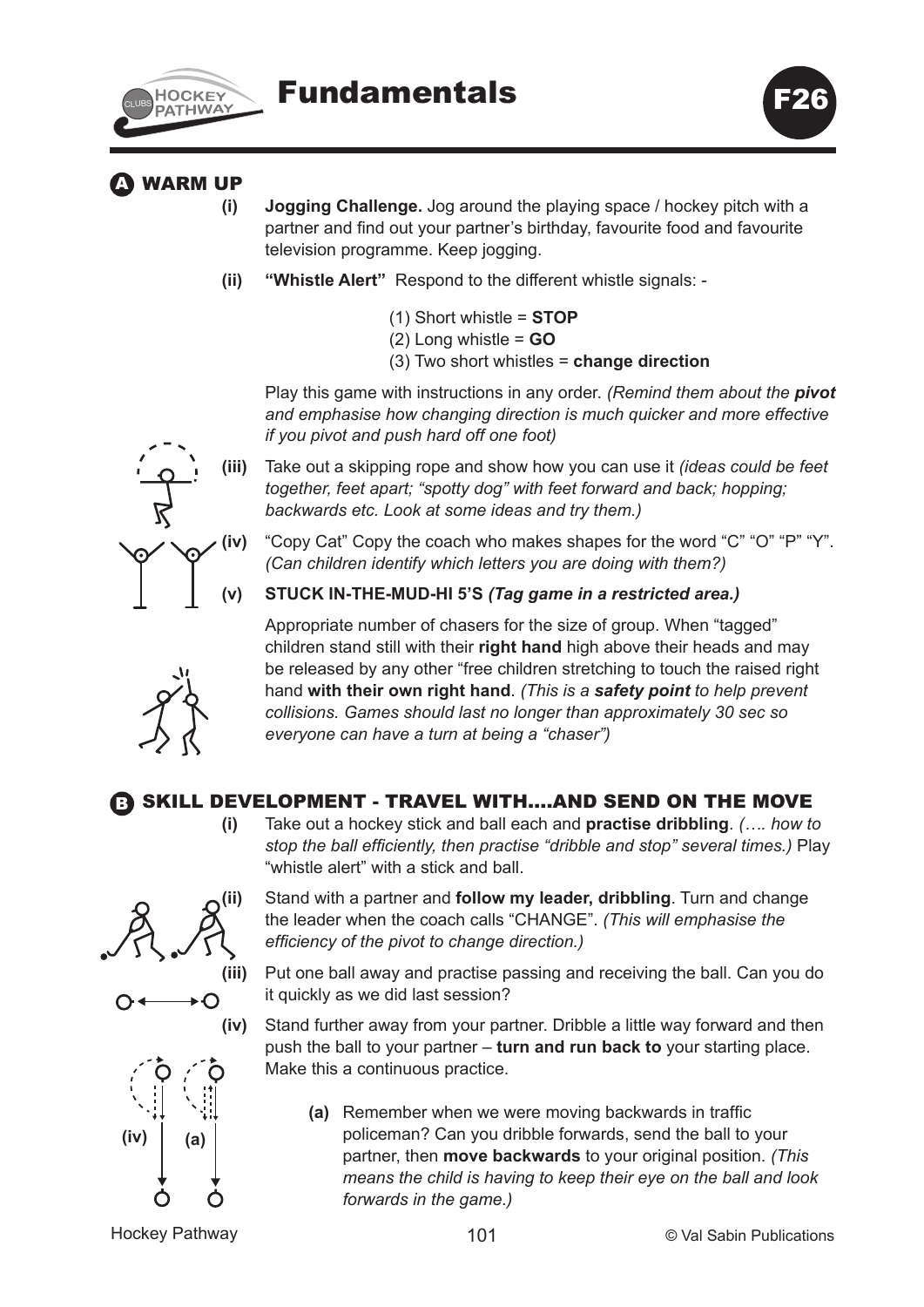# Fundamentals

**F26**

## A WARM UP

**(i)** **Jogging Challenge.** Jog around the playing space / hockey pitch with a partner and find out your partner's birthday, favourite food and favourite television programme. Keep jogging.

**(ii)** **"Whistle Alert"** Respond to the different whistle signals: -

(1) Short whistle = **STOP**
(2) Long whistle = **GO**
(3) Two short whistles = **change direction**

Play this game with instructions in any order. *(Remind them about the **pivot** and emphasise how changing direction is much quicker and more effective if you pivot and push hard off one foot)*

**(iii)** Take out a skipping rope and show how you can use it *(ideas could be feet together, feet apart; "spotty dog" with feet forward and back; hopping; backwards etc. Look at some ideas and try them.)*

**(iv)** "Copy Cat" Copy the coach who makes shapes for the word "C" "O" "P" "Y". *(Can children identify which letters you are doing with them?)*

**(v)** **STUCK IN-THE-MUD-HI 5'S** ***(Tag game in a restricted area.)***

Appropriate number of chasers for the size of group. When "tagged" children stand still with their **right hand** high above their heads and may be released by any other "free children stretching to touch the raised right hand **with their own right hand**. *(This is a **safety point** to help prevent collisions. Games should last no longer than approximately 30 sec so everyone can have a turn at being a "chaser")*

## B SKILL DEVELOPMENT - TRAVEL WITH....AND SEND ON THE MOVE

**(i)** Take out a hockey stick and ball each and **practise dribbling**. *(…. how to stop the ball efficiently, then practise "dribble and stop" several times.)* Play "whistle alert" with a stick and ball.

**(ii)** Stand with a partner and **follow my leader, dribbling**. Turn and change the leader when the coach calls "CHANGE". *(This will emphasise the efficiency of the pivot to change direction.)*

**(iii)** Put one ball away and practise passing and receiving the ball. Can you do it quickly as we did last session?

**(iv)** Stand further away from your partner. Dribble a little way forward and then push the ball to your partner – **turn and run back to** your starting place. Make this a continuous practice.

**(a)** Remember when we were moving backwards in traffic policeman? Can you dribble forwards, send the ball to your partner, then **move backwards** to your original position. *(This means the child is having to keep their eye on the ball and look forwards in the game.)*

(iv) (a)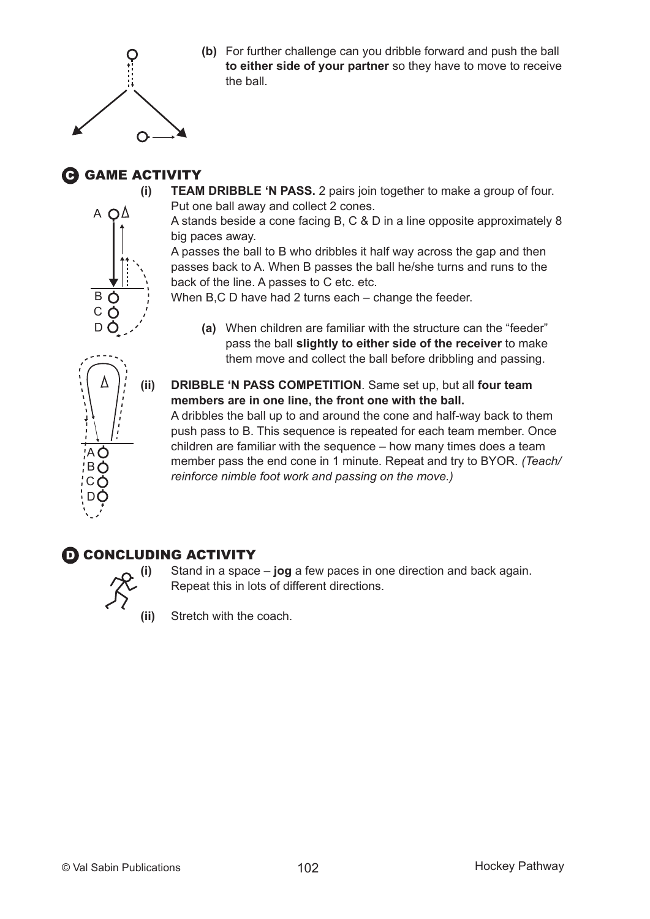**(b)** For further challenge can you dribble forward and push the ball **to either side of your partner** so they have to move to receive the ball.

## C GAME ACTIVITY

**(i) TEAM DRIBBLE 'N PASS.** 2 pairs join together to make a group of four. Put one ball away and collect 2 cones.

A stands beside a cone facing B, C & D in a line opposite approximately 8 big paces away.

A passes the ball to B who dribbles it half way across the gap and then passes back to A. When B passes the ball he/she turns and runs to the back of the line. A passes to C etc. etc.

When B,C D have had 2 turns each – change the feeder.

**(a)** When children are familiar with the structure can the "feeder" pass the ball **slightly to either side of the receiver** to make them move and collect the ball before dribbling and passing.

**(ii) DRIBBLE 'N PASS COMPETITION**. Same set up, but all **four team members are in one line, the front one with the ball.**

A dribbles the ball up to and around the cone and half-way back to them push pass to B. This sequence is repeated for each team member. Once children are familiar with the sequence – how many times does a team member pass the end cone in 1 minute. Repeat and try to BYOR. *(Teach/reinforce nimble foot work and passing on the move.)*

## D CONCLUDING ACTIVITY

**(i)** Stand in a space – **jog** a few paces in one direction and back again. Repeat this in lots of different directions.

**(ii)** Stretch with the coach.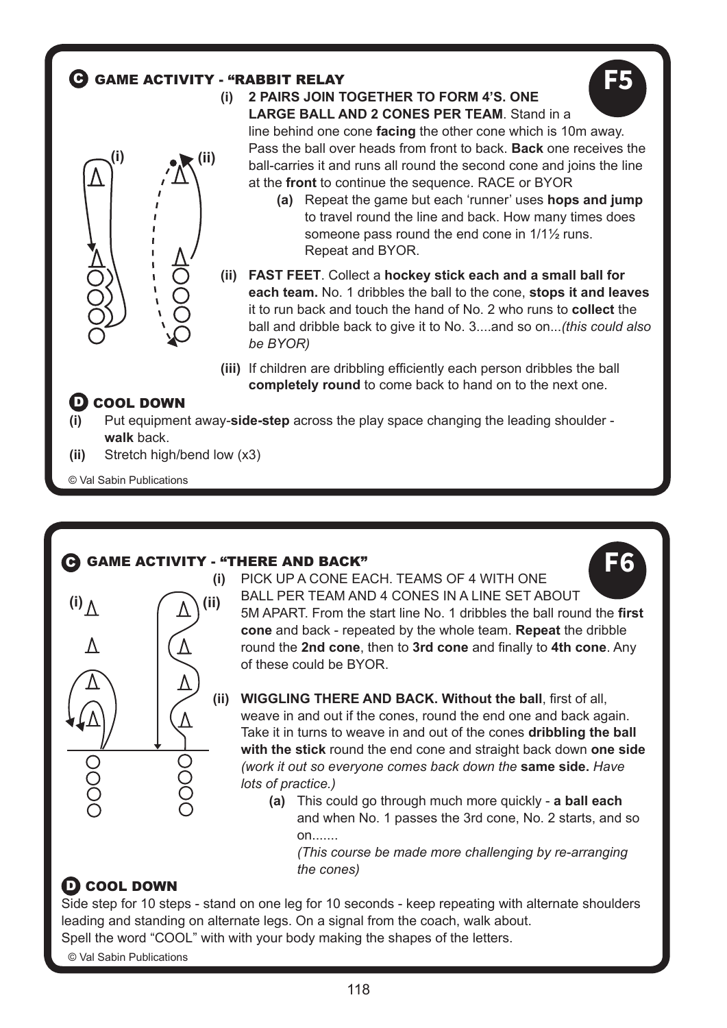# F5

## C GAME ACTIVITY - "RABBIT RELAY"

**(i)** **2 PAIRS JOIN TOGETHER TO FORM 4'S. ONE LARGE BALL AND 2 CONES PER TEAM**. Stand in a line behind one cone **facing** the other cone which is 10m away. Pass the ball over heads from front to back. **Back** one receives the ball-carries it and runs all round the second cone and joins the line at the **front** to continue the sequence. RACE or BYOR

- **(a)** Repeat the game but each 'runner' uses **hops and jump** to travel round the line and back. How many times does someone pass round the end cone in 1/1½ runs. Repeat and BYOR.

**(ii)** **FAST FEET**. Collect a **hockey stick each and a small ball for each team.** No. 1 dribbles the ball to the cone, **stops it and leaves** it to run back and touch the hand of No. 2 who runs to **collect** the ball and dribble back to give it to No. 3....and so on...*(this could also be BYOR)*

**(iii)** If children are dribbling efficiently each person dribbles the ball **completely round** to come back to hand on to the next one.

## D COOL DOWN

**(i)** Put equipment away-**side-step** across the play space changing the leading shoulder - **walk** back.

**(ii)** Stretch high/bend low (x3)

© Val Sabin Publications

# F6

## C GAME ACTIVITY - "THERE AND BACK"

**(i)** PICK UP A CONE EACH. TEAMS OF 4 WITH ONE BALL PER TEAM AND 4 CONES IN A LINE SET ABOUT 5M APART. From the start line No. 1 dribbles the ball round the **first cone** and back - repeated by the whole team. **Repeat** the dribble round the **2nd cone**, then to **3rd cone** and finally to **4th cone**. Any of these could be BYOR.

**(ii)** **WIGGLING THERE AND BACK. Without the ball**, first of all, weave in and out if the cones, round the end one and back again. Take it in turns to weave in and out of the cones **dribbling the ball with the stick** round the end cone and straight back down **one side** *(work it out so everyone comes back down the* **same side.** *Have lots of practice.)*

- **(a)** This could go through much more quickly - **a ball each** and when No. 1 passes the 3rd cone, No. 2 starts, and so on.......
  *(This course be made more challenging by re-arranging the cones)*

## D COOL DOWN

Side step for 10 steps - stand on one leg for 10 seconds - keep repeating with alternate shoulders leading and standing on alternate legs. On a signal from the coach, walk about.
Spell the word "COOL" with with your body making the shapes of the letters.

© Val Sabin Publications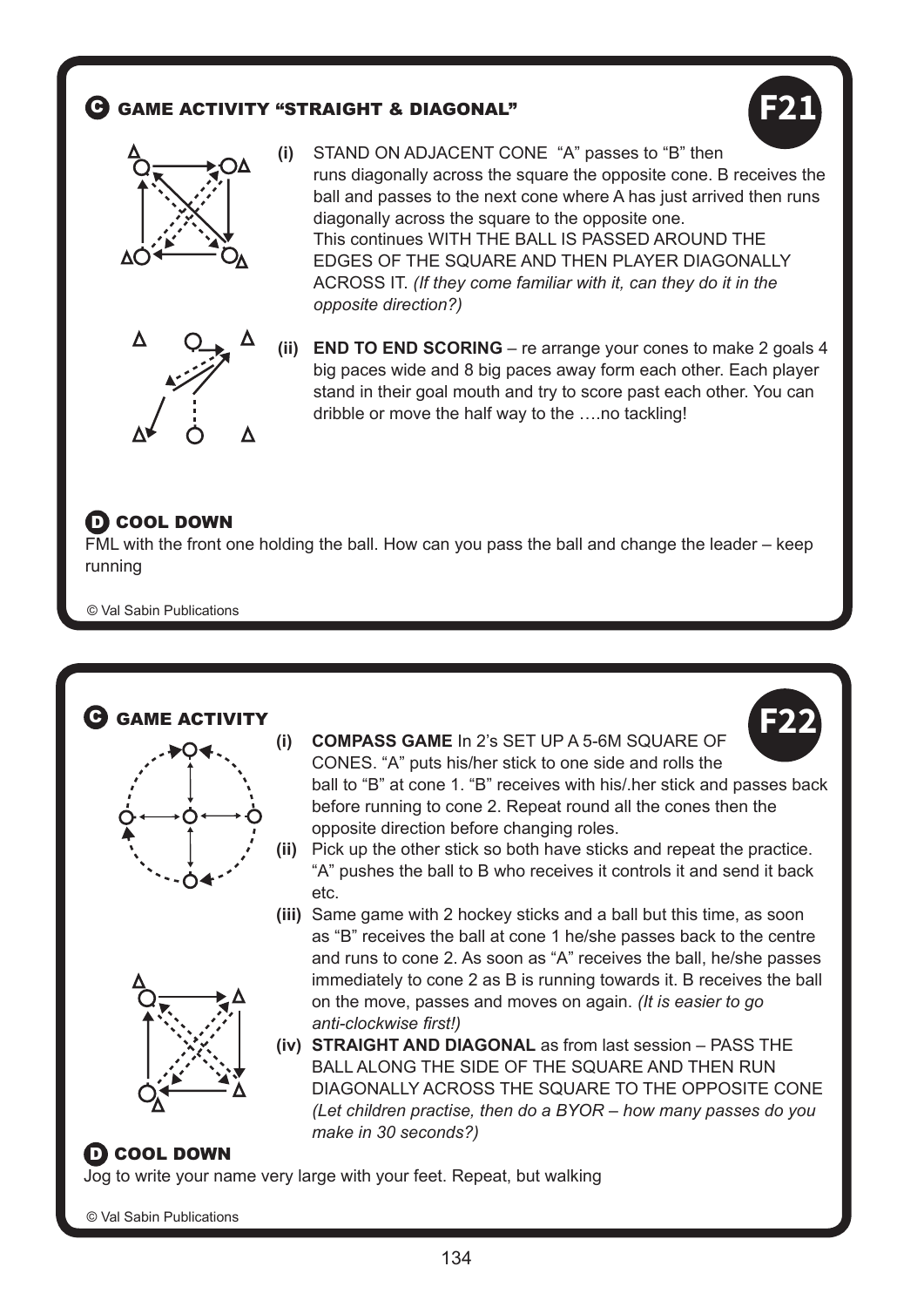## F21

### C GAME ACTIVITY "STRAIGHT & DIAGONAL"

**(i)** STAND ON ADJACENT CONE "A" passes to "B" then runs diagonally across the square the opposite cone. B receives the ball and passes to the next cone where A has just arrived then runs diagonally across the square to the opposite one.
This continues WITH THE BALL IS PASSED AROUND THE EDGES OF THE SQUARE AND THEN PLAYER DIAGONALLY ACROSS IT. *(If they come familiar with it, can they do it in the opposite direction?)*

**(ii)** **END TO END SCORING** – re arrange your cones to make 2 goals 4 big paces wide and 8 big paces away form each other. Each player stand in their goal mouth and try to score past each other. You can dribble or move the half way to the ….no tackling!

### D COOL DOWN

FML with the front one holding the ball. How can you pass the ball and change the leader – keep running

© Val Sabin Publications

## F22

### C GAME ACTIVITY

**(i)** **COMPASS GAME** In 2's SET UP A 5-6M SQUARE OF CONES. "A" puts his/her stick to one side and rolls the ball to "B" at cone 1. "B" receives with his/.her stick and passes back before running to cone 2. Repeat round all the cones then the opposite direction before changing roles.

**(ii)** Pick up the other stick so both have sticks and repeat the practice. "A" pushes the ball to B who receives it controls it and send it back etc.

**(iii)** Same game with 2 hockey sticks and a ball but this time, as soon as "B" receives the ball at cone 1 he/she passes back to the centre and runs to cone 2. As soon as "A" receives the ball, he/she passes immediately to cone 2 as B is running towards it. B receives the ball on the move, passes and moves on again. *(It is easier to go anti-clockwise first!)*

**(iv)** **STRAIGHT AND DIAGONAL** as from last session – PASS THE BALL ALONG THE SIDE OF THE SQUARE AND THEN RUN DIAGONALLY ACROSS THE SQUARE TO THE OPPOSITE CONE *(Let children practise, then do a BYOR – how many passes do you make in 30 seconds?)*

### D COOL DOWN

Jog to write your name very large with your feet. Repeat, but walking

© Val Sabin Publications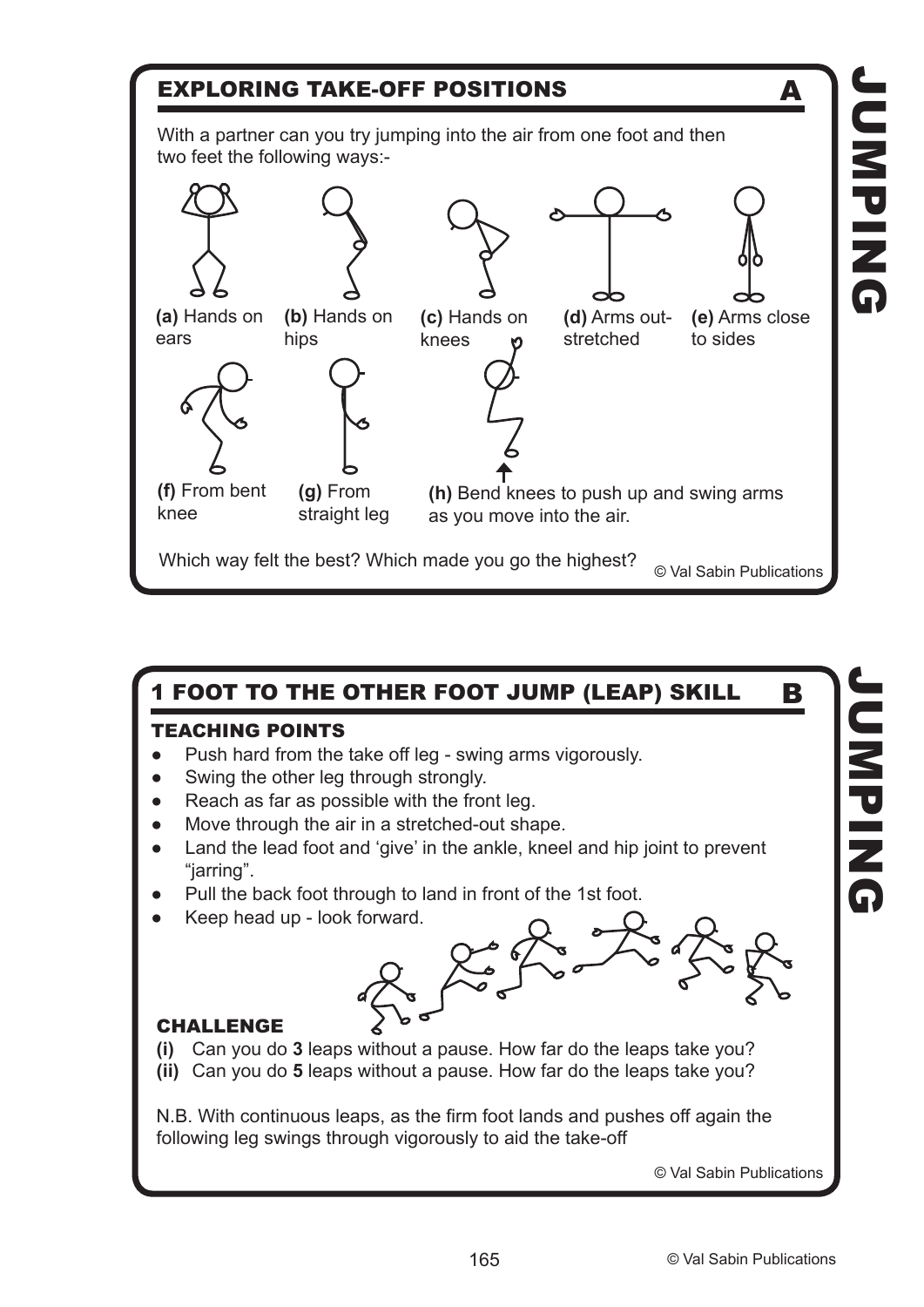## EXPLORING TAKE-OFF POSITIONS — A

With a partner can you try jumping into the air from one foot and then two feet the following ways:-

**(a)** Hands on ears

**(b)** Hands on hips

**(c)** Hands on knees

**(d)** Arms out-stretched

**(e)** Arms close to sides

**(f)** From bent knee

**(g)** From straight leg

**(h)** Bend knees to push up and swing arms as you move into the air.

Which way felt the best? Which made you go the highest?

© Val Sabin Publications

JUMPING

## 1 FOOT TO THE OTHER FOOT JUMP (LEAP) SKILL — B

### TEACHING POINTS

- Push hard from the take off leg - swing arms vigorously.
- Swing the other leg through strongly.
- Reach as far as possible with the front leg.
- Move through the air in a stretched-out shape.
- Land the lead foot and 'give' in the ankle, kneel and hip joint to prevent "jarring".
- Pull the back foot through to land in front of the 1st foot.
- Keep head up - look forward.

### CHALLENGE

**(i)** Can you do **3** leaps without a pause. How far do the leaps take you?

**(ii)** Can you do **5** leaps without a pause. How far do the leaps take you?

N.B. With continuous leaps, as the firm foot lands and pushes off again the following leg swings through vigorously to aid the take-off

© Val Sabin Publications

JUMPING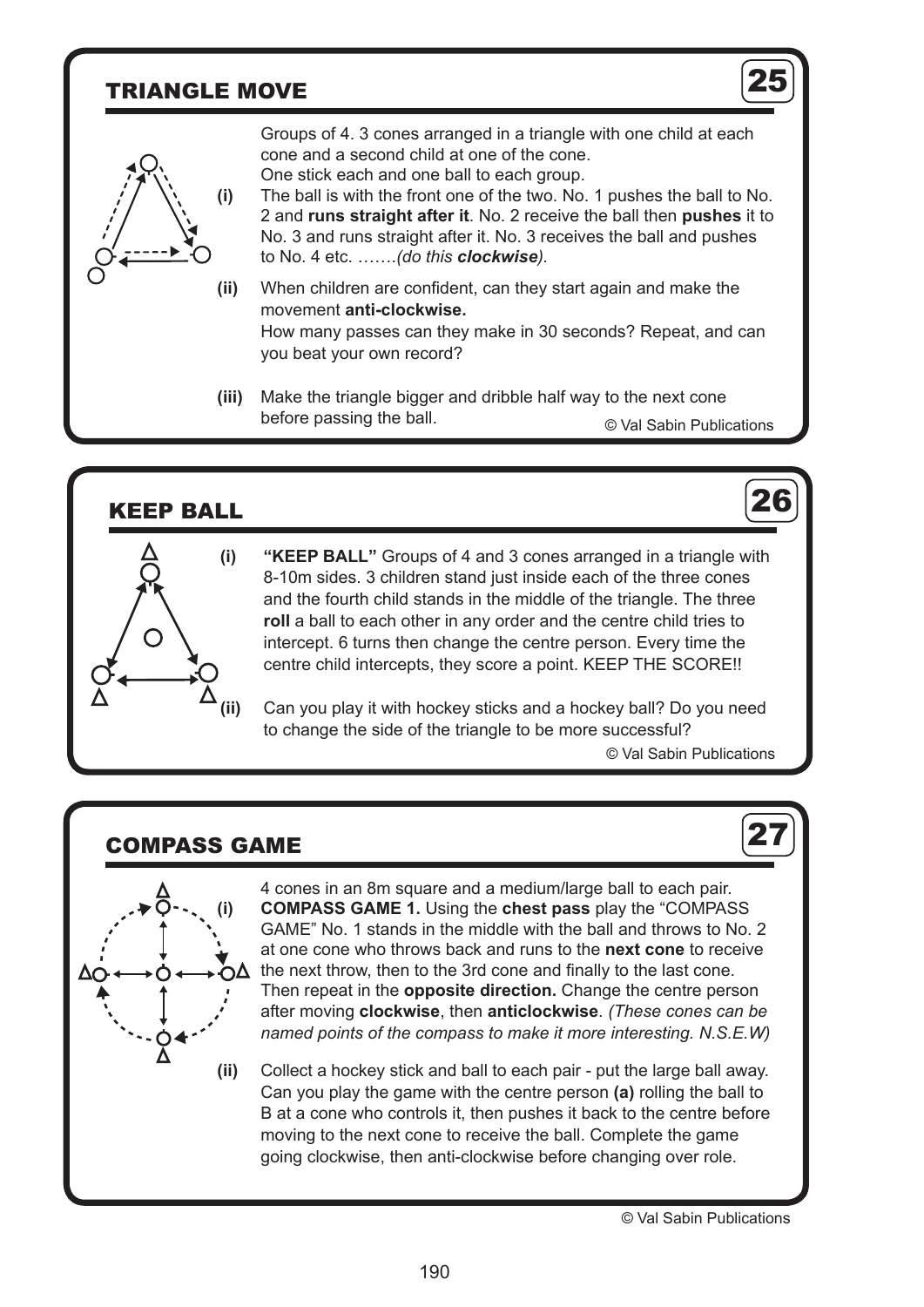## TRIANGLE MOVE

**25**

Groups of 4. 3 cones arranged in a triangle with one child at each cone and a second child at one of the cone.
One stick each and one ball to each group.

**(i)** The ball is with the front one of the two. No. 1 pushes the ball to No. 2 and **runs straight after it**. No. 2 receive the ball then **pushes** it to No. 3 and runs straight after it. No. 3 receives the ball and pushes to No. 4 etc. …….*(do this **clockwise**).*

**(ii)** When children are confident, can they start again and make the movement **anti-clockwise.**
How many passes can they make in 30 seconds? Repeat, and can you beat your own record?

**(iii)** Make the triangle bigger and dribble half way to the next cone before passing the ball.

© Val Sabin Publications

## KEEP BALL

**26**

**(i)** **"KEEP BALL"** Groups of 4 and 3 cones arranged in a triangle with 8-10m sides. 3 children stand just inside each of the three cones and the fourth child stands in the middle of the triangle. The three **roll** a ball to each other in any order and the centre child tries to intercept. 6 turns then change the centre person. Every time the centre child intercepts, they score a point. KEEP THE SCORE!!

**(ii)** Can you play it with hockey sticks and a hockey ball? Do you need to change the side of the triangle to be more successful?

© Val Sabin Publications

## COMPASS GAME

**27**

4 cones in an 8m square and a medium/large ball to each pair.

**(i)** **COMPASS GAME 1.** Using the **chest pass** play the "COMPASS GAME" No. 1 stands in the middle with the ball and throws to No. 2 at one cone who throws back and runs to the **next cone** to receive the next throw, then to the 3rd cone and finally to the last cone. Then repeat in the **opposite direction.** Change the centre person after moving **clockwise**, then **anticlockwise**. *(These cones can be named points of the compass to make it more interesting. N.S.E.W)*

**(ii)** Collect a hockey stick and ball to each pair - put the large ball away. Can you play the game with the centre person **(a)** rolling the ball to B at a cone who controls it, then pushes it back to the centre before moving to the next cone to receive the ball. Complete the game going clockwise, then anti-clockwise before changing over role.

© Val Sabin Publications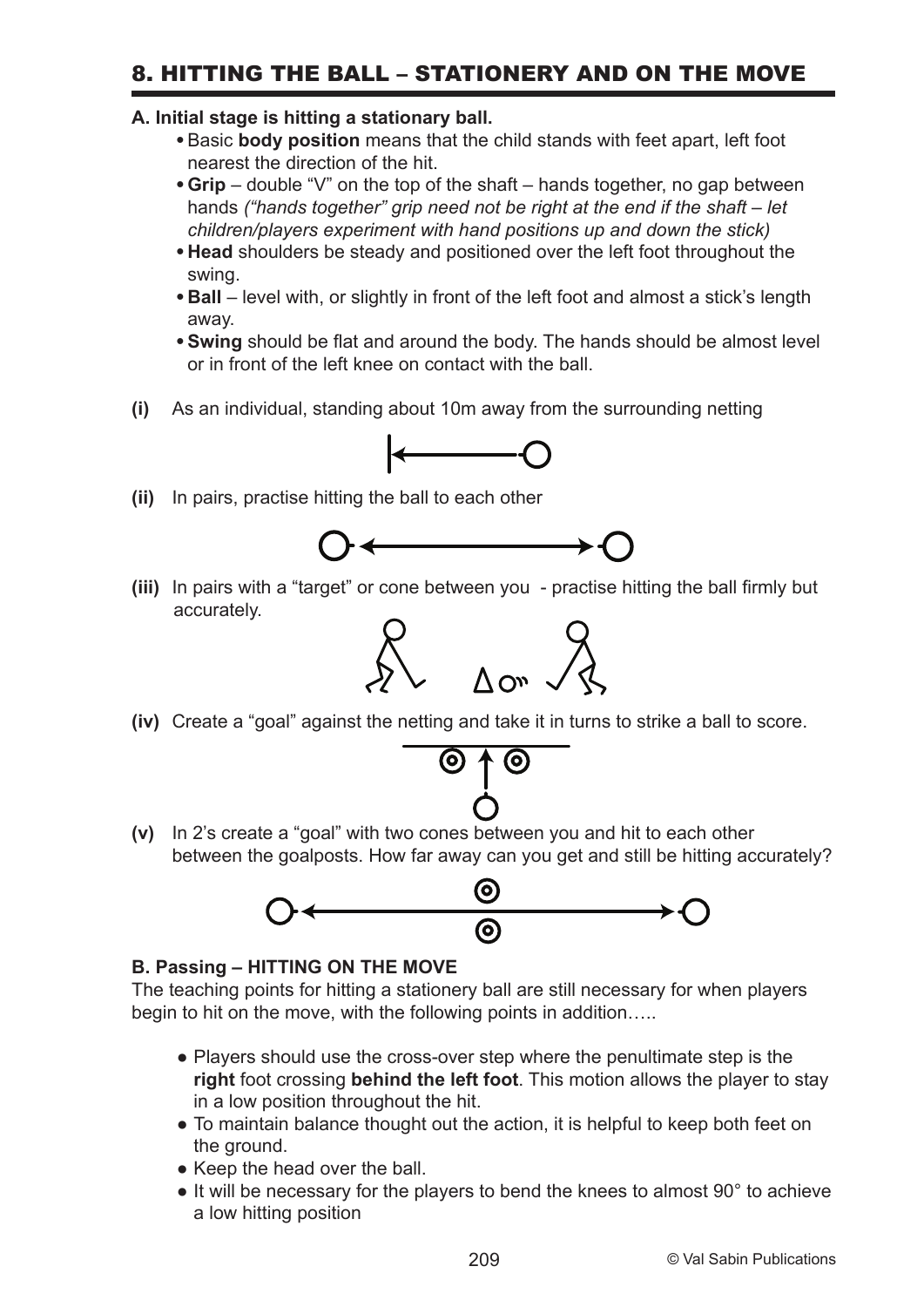## 8. HITTING THE BALL – STATIONERY AND ON THE MOVE

**A. Initial stage is hitting a stationary ball.**

- Basic **body position** means that the child stands with feet apart, left foot nearest the direction of the hit.
- **Grip** – double "V" on the top of the shaft – hands together, no gap between hands *("hands together" grip need not be right at the end if the shaft – let children/players experiment with hand positions up and down the stick)*
- **Head** shoulders be steady and positioned over the left foot throughout the swing.
- **Ball** – level with, or slightly in front of the left foot and almost a stick's length away.
- **Swing** should be flat and around the body. The hands should be almost level or in front of the left knee on contact with the ball.

**(i)** As an individual, standing about 10m away from the surrounding netting

**(ii)** In pairs, practise hitting the ball to each other

**(iii)** In pairs with a "target" or cone between you - practise hitting the ball firmly but accurately.

**(iv)** Create a "goal" against the netting and take it in turns to strike a ball to score.

**(v)** In 2's create a "goal" with two cones between you and hit to each other between the goalposts. How far away can you get and still be hitting accurately?

**B. Passing – HITTING ON THE MOVE**

The teaching points for hitting a stationery ball are still necessary for when players begin to hit on the move, with the following points in addition…..

- Players should use the cross-over step where the penultimate step is the **right** foot crossing **behind the left foot**. This motion allows the player to stay in a low position throughout the hit.
- To maintain balance thought out the action, it is helpful to keep both feet on the ground.
- Keep the head over the ball.
- It will be necessary for the players to bend the knees to almost 90° to achieve a low hitting position